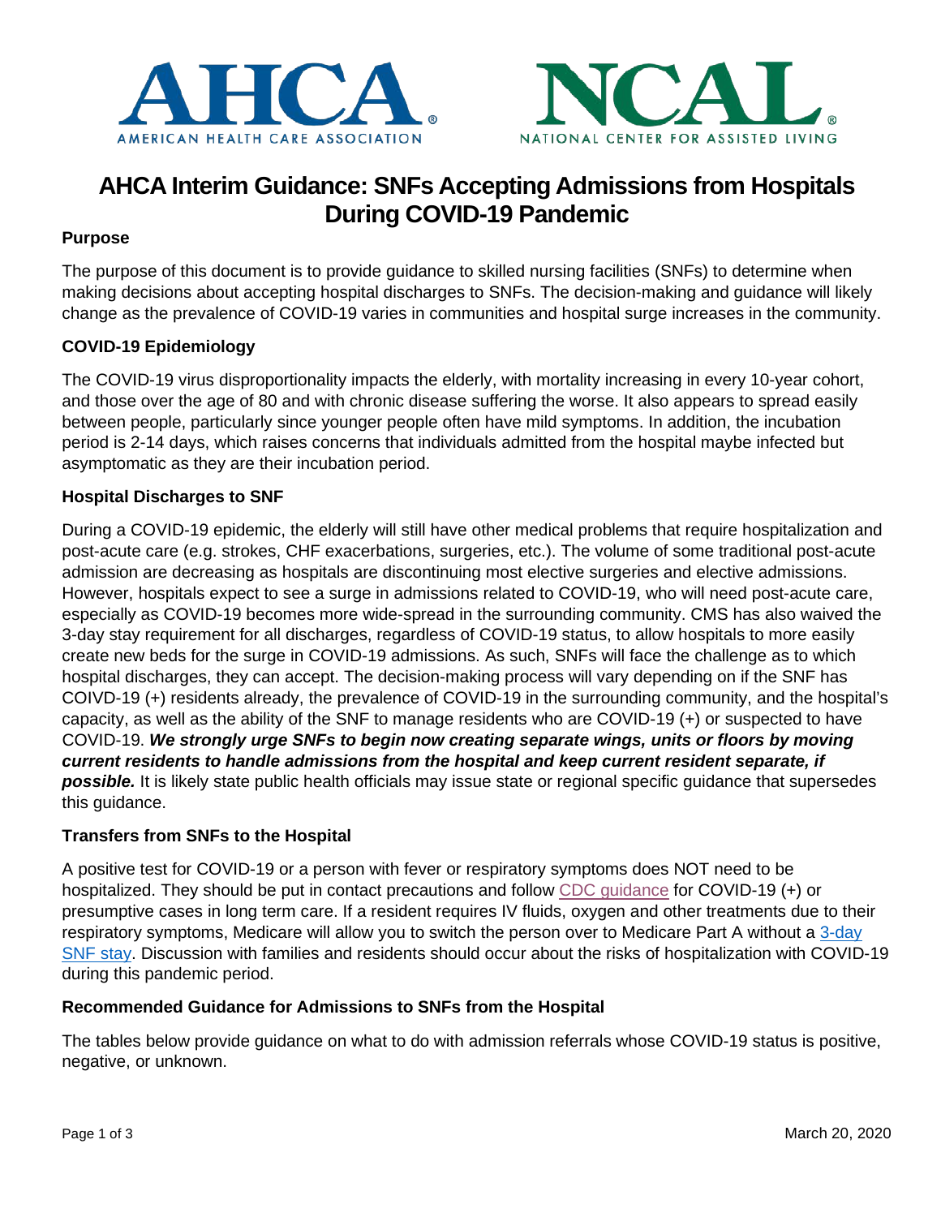AHCA AMERICAN HEALTH CARE ASSOCIATION

NCAL NATIONAL CENTER FOR ASSISTED LIVING

# AHCA Interim Guidance: SNFs Accepting Admissions from Hospitals During COVID-19 Pandemic

### Purpose

The purpose of this document is to provide guidance to skilled nursing facilities (SNFs) to determine when making decisions about accepting hospital discharges to SNFs. The decision-making and guidance will likely change as the prevalence of COVID-19 varies in communities and hospital surge increases in the community.

### COVID-19 Epidemiology

The COVID-19 virus disproportionality impacts the elderly, with mortality increasing in every 10-year cohort, and those over the age of 80 and with chronic disease suffering the worse. It also appears to spread easily between people, particularly since younger people often have mild symptoms. In addition, the incubation period is 2-14 days, which raises concerns that individuals admitted from the hospital maybe infected but asymptomatic as they are their incubation period.

### Hospital Discharges to SNF

During a COVID-19 epidemic, the elderly will still have other medical problems that require hospitalization and post-acute care (e.g. strokes, CHF exacerbations, surgeries, etc.). The volume of some traditional post-acute admission are decreasing as hospitals are discontinuing most elective surgeries and elective admissions. However, hospitals expect to see a surge in admissions related to COVID-19, who will need post-acute care, especially as COVID-19 becomes more wide-spread in the surrounding community. CMS has also waived the 3-day stay requirement for all discharges, regardless of COVID-19 status, to allow hospitals to more easily create new beds for the surge in COVID-19 admissions. As such, SNFs will face the challenge as to which hospital discharges, they can accept. The decision-making process will vary depending on if the SNF has COIVD-19 (+) residents already, the prevalence of COVID-19 in the surrounding community, and the hospital's capacity, as well as the ability of the SNF to manage residents who are COVID-19 (+) or suspected to have COVID-19. ***We strongly urge SNFs to begin now creating separate wings, units or floors by moving current residents to handle admissions from the hospital and keep current resident separate, if possible.*** It is likely state public health officials may issue state or regional specific guidance that supersedes this guidance.

### Transfers from SNFs to the Hospital

A positive test for COVID-19 or a person with fever or respiratory symptoms does NOT need to be hospitalized. They should be put in contact precautions and follow CDC guidance for COVID-19 (+) or presumptive cases in long term care. If a resident requires IV fluids, oxygen and other treatments due to their respiratory symptoms, Medicare will allow you to switch the person over to Medicare Part A without a 3-day SNF stay. Discussion with families and residents should occur about the risks of hospitalization with COVID-19 during this pandemic period.

### Recommended Guidance for Admissions to SNFs from the Hospital

The tables below provide guidance on what to do with admission referrals whose COVID-19 status is positive, negative, or unknown.

March 20, 2020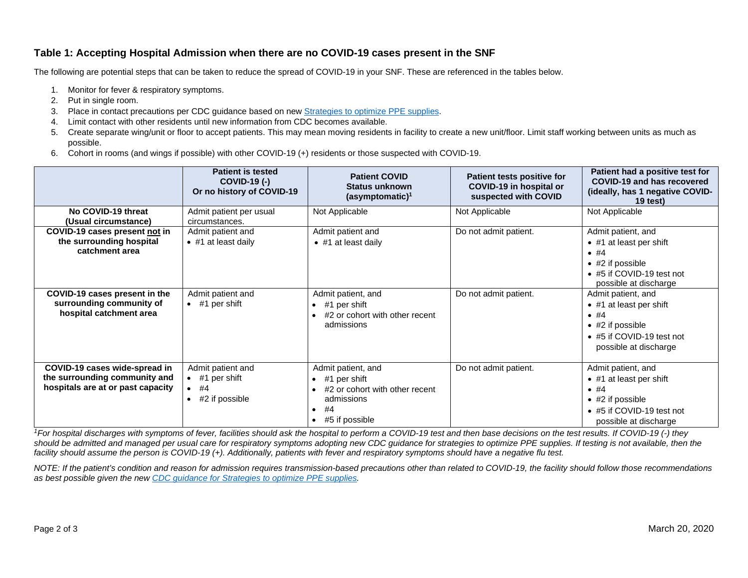## Table 1: Accepting Hospital Admission when there are no COVID-19 cases present in the SNF

The following are potential steps that can be taken to reduce the spread of COVID-19 in your SNF. These are referenced in the tables below.

1. Monitor for fever & respiratory symptoms.
2. Put in single room.
3. Place in contact precautions per CDC guidance based on new Strategies to optimize PPE supplies.
4. Limit contact with other residents until new information from CDC becomes available.
5. Create separate wing/unit or floor to accept patients. This may mean moving residents in facility to create a new unit/floor. Limit staff working between units as much as possible.
6. Cohort in rooms (and wings if possible) with other COVID-19 (+) residents or those suspected with COVID-19.

| | **Patient is tested COVID-19 (-) Or no history of COVID-19** | **Patient COVID Status unknown (asymptomatic)[1]** | **Patient tests positive for COVID-19 in hospital or suspected with COVID** | **Patient had a positive test for COVID-19 and has recovered (ideally, has 1 negative COVID-19 test)** |
|---|---|---|---|---|
| **No COVID-19 threat (Usual circumstance)** | Admit patient per usual circumstances. | Not Applicable | Not Applicable | Not Applicable |
| **COVID-19 cases present not in the surrounding hospital catchment area** | Admit patient and<br>• #1 at least daily | Admit patient and<br>• #1 at least daily | Do not admit patient. | Admit patient, and<br>• #1 at least per shift<br>• #4<br>• #2 if possible<br>• #5 if COVID-19 test not possible at discharge |
| **COVID-19 cases present in the surrounding community of hospital catchment area** | Admit patient and<br>• #1 per shift | Admit patient, and<br>• #1 per shift<br>• #2 or cohort with other recent admissions | Do not admit patient. | Admit patient, and<br>• #1 at least per shift<br>• #4<br>• #2 if possible<br>• #5 if COVID-19 test not possible at discharge |
| **COVID-19 cases wide-spread in the surrounding community and hospitals are at or past capacity** | Admit patient and<br>• #1 per shift<br>• #4<br>• #2 if possible | Admit patient, and<br>• #1 per shift<br>• #2 or cohort with other recent admissions<br>• #4<br>• #5 if possible | Do not admit patient. | Admit patient, and<br>• #1 at least per shift<br>• #4<br>• #2 if possible<br>• #5 if COVID-19 test not possible at discharge |

*[1]For hospital discharges with symptoms of fever, facilities should ask the hospital to perform a COVID-19 test and then base decisions on the test results. If COVID-19 (-) they should be admitted and managed per usual care for respiratory symptoms adopting new CDC guidance for strategies to optimize PPE supplies. If testing is not available, then the facility should assume the person is COVID-19 (+). Additionally, patients with fever and respiratory symptoms should have a negative flu test.*

*NOTE: If the patient's condition and reason for admission requires transmission-based precautions other than related to COVID-19, the facility should follow those recommendations as best possible given the new CDC guidance for Strategies to optimize PPE supplies.*

March 20, 2020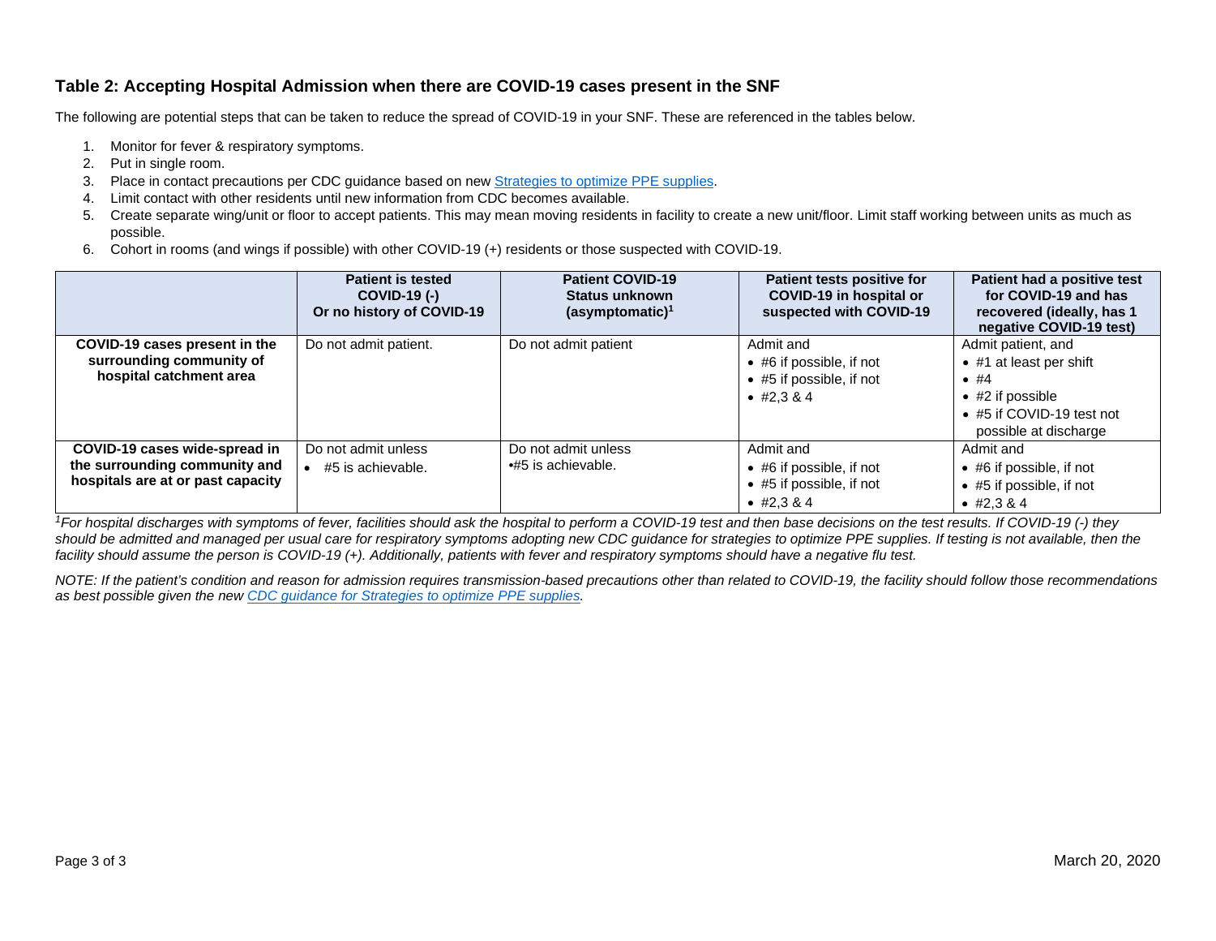### Table 2: Accepting Hospital Admission when there are COVID-19 cases present in the SNF

The following are potential steps that can be taken to reduce the spread of COVID-19 in your SNF. These are referenced in the tables below.

1. Monitor for fever & respiratory symptoms.
2. Put in single room.
3. Place in contact precautions per CDC guidance based on new [Strategies to optimize PPE supplies](Strategies to optimize PPE supplies).
4. Limit contact with other residents until new information from CDC becomes available.
5. Create separate wing/unit or floor to accept patients. This may mean moving residents in facility to create a new unit/floor. Limit staff working between units as much as possible.
6. Cohort in rooms (and wings if possible) with other COVID-19 (+) residents or those suspected with COVID-19.

| | **Patient is tested COVID-19 (-) Or no history of COVID-19** | **Patient COVID-19 Status unknown (asymptomatic)[1]** | **Patient tests positive for COVID-19 in hospital or suspected with COVID-19** | **Patient had a positive test for COVID-19 and has recovered (ideally, has 1 negative COVID-19 test)** |
|---|---|---|---|---|
| **COVID-19 cases present in the surrounding community of hospital catchment area** | Do not admit patient. | Do not admit patient | Admit and<br>• #6 if possible, if not<br>• #5 if possible, if not<br>• #2,3 & 4 | Admit patient, and<br>• #1 at least per shift<br>• #4<br>• #2 if possible<br>• #5 if COVID-19 test not possible at discharge |
| **COVID-19 cases wide-spread in the surrounding community and hospitals are at or past capacity** | Do not admit unless<br>• #5 is achievable. | Do not admit unless<br>•#5 is achievable. | Admit and<br>• #6 if possible, if not<br>• #5 if possible, if not<br>• #2,3 & 4 | Admit and<br>• #6 if possible, if not<br>• #5 if possible, if not<br>• #2,3 & 4 |

*[1]For hospital discharges with symptoms of fever, facilities should ask the hospital to perform a COVID-19 test and then base decisions on the test results. If COVID-19 (-) they should be admitted and managed per usual care for respiratory symptoms adopting new CDC guidance for strategies to optimize PPE supplies. If testing is not available, then the facility should assume the person is COVID-19 (+). Additionally, patients with fever and respiratory symptoms should have a negative flu test.*

*NOTE: If the patient's condition and reason for admission requires transmission-based precautions other than related to COVID-19, the facility should follow those recommendations as best possible given the new [CDC guidance for Strategies to optimize PPE supplies](CDC guidance for Strategies to optimize PPE supplies).*

March 20, 2020